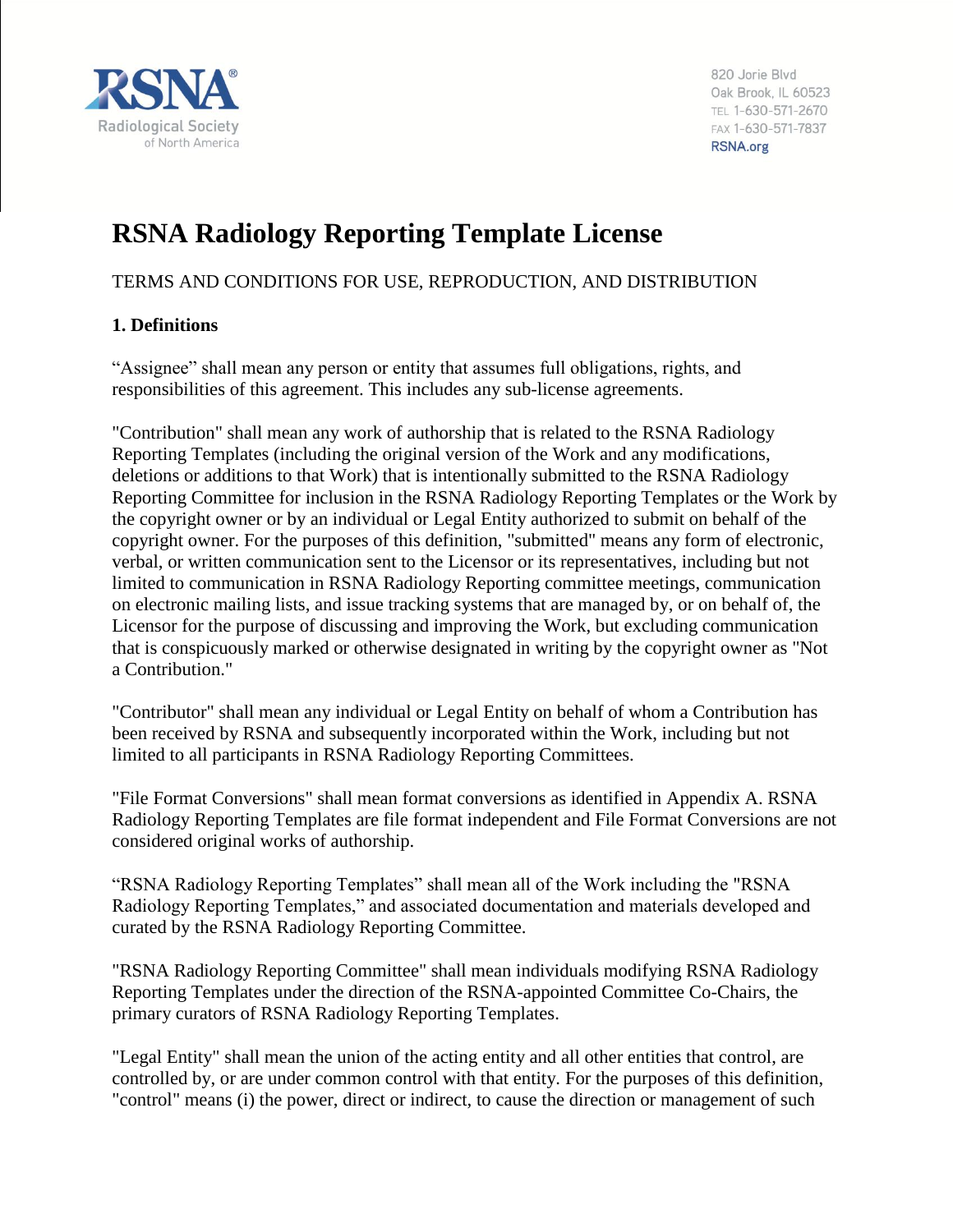RSNA®
Radiological Society of North America

820 Jorie Blvd
Oak Brook, IL 60523
TEL 1-630-571-2670
FAX 1-630-571-7837
RSNA.org

# RSNA Radiology Reporting Template License

TERMS AND CONDITIONS FOR USE, REPRODUCTION, AND DISTRIBUTION

**1. Definitions**

"Assignee" shall mean any person or entity that assumes full obligations, rights, and responsibilities of this agreement. This includes any sub-license agreements.

"Contribution" shall mean any work of authorship that is related to the RSNA Radiology Reporting Templates (including the original version of the Work and any modifications, deletions or additions to that Work) that is intentionally submitted to the RSNA Radiology Reporting Committee for inclusion in the RSNA Radiology Reporting Templates or the Work by the copyright owner or by an individual or Legal Entity authorized to submit on behalf of the copyright owner. For the purposes of this definition, "submitted" means any form of electronic, verbal, or written communication sent to the Licensor or its representatives, including but not limited to communication in RSNA Radiology Reporting committee meetings, communication on electronic mailing lists, and issue tracking systems that are managed by, or on behalf of, the Licensor for the purpose of discussing and improving the Work, but excluding communication that is conspicuously marked or otherwise designated in writing by the copyright owner as "Not a Contribution."

"Contributor" shall mean any individual or Legal Entity on behalf of whom a Contribution has been received by RSNA and subsequently incorporated within the Work, including but not limited to all participants in RSNA Radiology Reporting Committees.

"File Format Conversions" shall mean format conversions as identified in Appendix A. RSNA Radiology Reporting Templates are file format independent and File Format Conversions are not considered original works of authorship.

"RSNA Radiology Reporting Templates" shall mean all of the Work including the "RSNA Radiology Reporting Templates," and associated documentation and materials developed and curated by the RSNA Radiology Reporting Committee.

"RSNA Radiology Reporting Committee" shall mean individuals modifying RSNA Radiology Reporting Templates under the direction of the RSNA-appointed Committee Co-Chairs, the primary curators of RSNA Radiology Reporting Templates.

"Legal Entity" shall mean the union of the acting entity and all other entities that control, are controlled by, or are under common control with that entity. For the purposes of this definition, "control" means (i) the power, direct or indirect, to cause the direction or management of such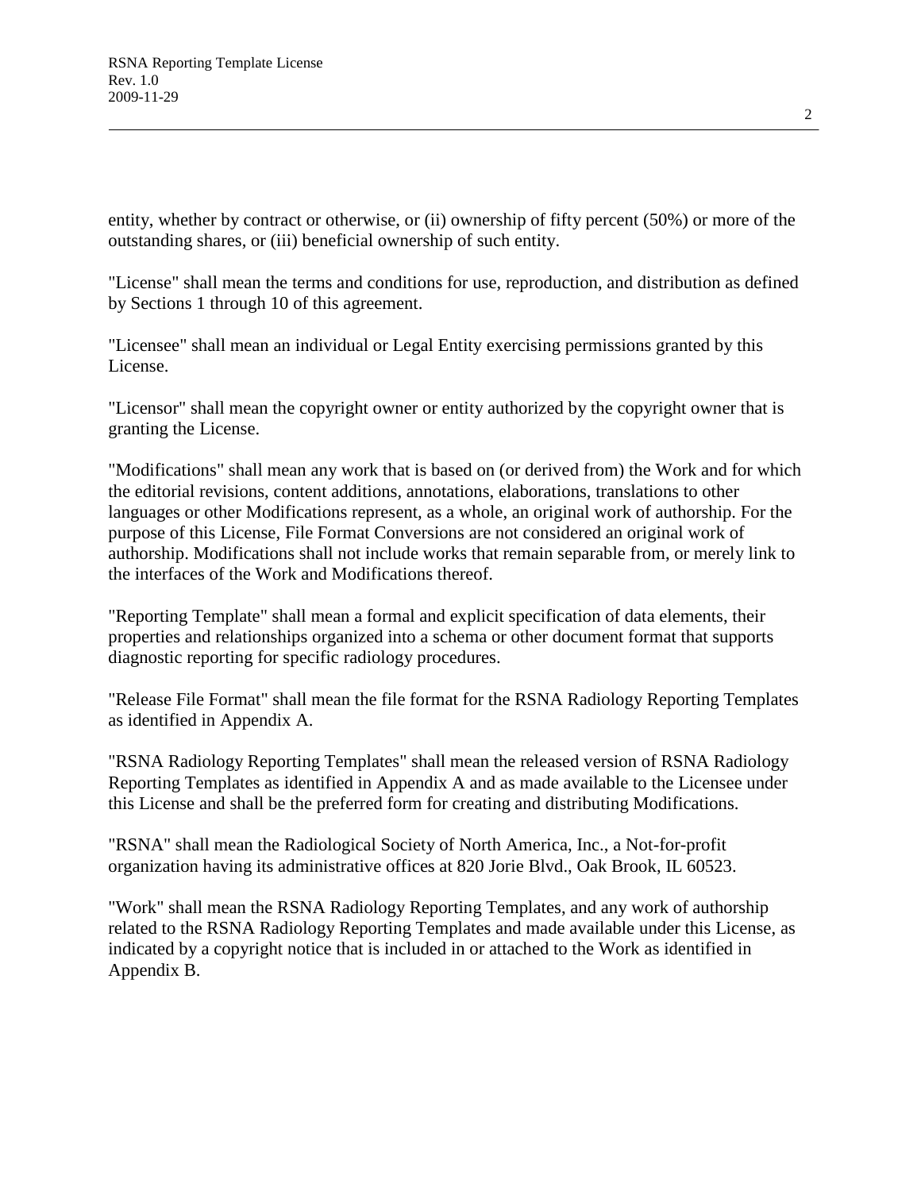entity, whether by contract or otherwise, or (ii) ownership of fifty percent (50%) or more of the outstanding shares, or (iii) beneficial ownership of such entity.

"License" shall mean the terms and conditions for use, reproduction, and distribution as defined by Sections 1 through 10 of this agreement.

"Licensee" shall mean an individual or Legal Entity exercising permissions granted by this License.

"Licensor" shall mean the copyright owner or entity authorized by the copyright owner that is granting the License.

"Modifications" shall mean any work that is based on (or derived from) the Work and for which the editorial revisions, content additions, annotations, elaborations, translations to other languages or other Modifications represent, as a whole, an original work of authorship. For the purpose of this License, File Format Conversions are not considered an original work of authorship. Modifications shall not include works that remain separable from, or merely link to the interfaces of the Work and Modifications thereof.

"Reporting Template" shall mean a formal and explicit specification of data elements, their properties and relationships organized into a schema or other document format that supports diagnostic reporting for specific radiology procedures.

"Release File Format" shall mean the file format for the RSNA Radiology Reporting Templates as identified in Appendix A.

"RSNA Radiology Reporting Templates" shall mean the released version of RSNA Radiology Reporting Templates as identified in Appendix A and as made available to the Licensee under this License and shall be the preferred form for creating and distributing Modifications.

"RSNA" shall mean the Radiological Society of North America, Inc., a Not-for-profit organization having its administrative offices at 820 Jorie Blvd., Oak Brook, IL 60523.

"Work" shall mean the RSNA Radiology Reporting Templates, and any work of authorship related to the RSNA Radiology Reporting Templates and made available under this License, as indicated by a copyright notice that is included in or attached to the Work as identified in Appendix B.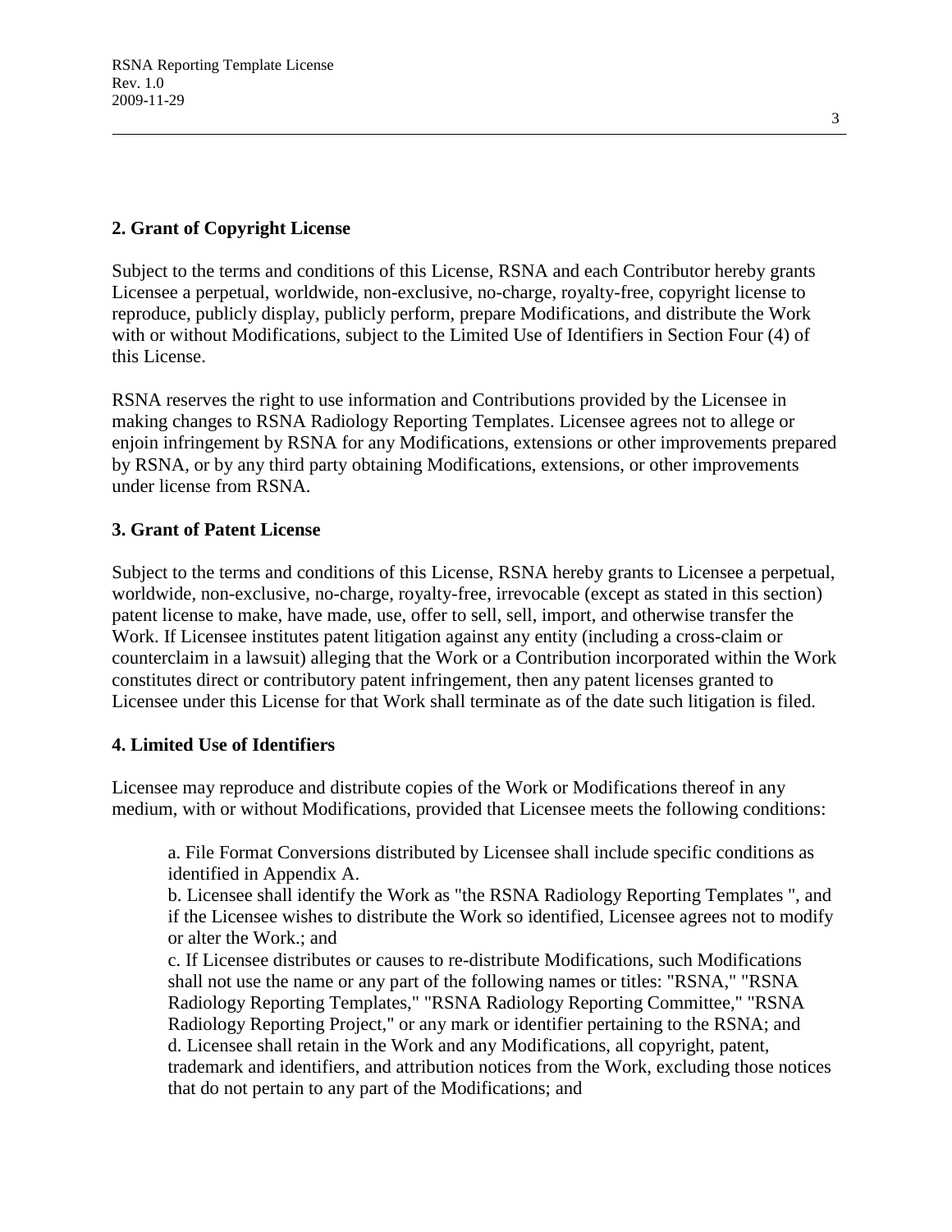## 2. Grant of Copyright License

Subject to the terms and conditions of this License, RSNA and each Contributor hereby grants Licensee a perpetual, worldwide, non-exclusive, no-charge, royalty-free, copyright license to reproduce, publicly display, publicly perform, prepare Modifications, and distribute the Work with or without Modifications, subject to the Limited Use of Identifiers in Section Four (4) of this License.

RSNA reserves the right to use information and Contributions provided by the Licensee in making changes to RSNA Radiology Reporting Templates. Licensee agrees not to allege or enjoin infringement by RSNA for any Modifications, extensions or other improvements prepared by RSNA, or by any third party obtaining Modifications, extensions, or other improvements under license from RSNA.

## 3. Grant of Patent License

Subject to the terms and conditions of this License, RSNA hereby grants to Licensee a perpetual, worldwide, non-exclusive, no-charge, royalty-free, irrevocable (except as stated in this section) patent license to make, have made, use, offer to sell, sell, import, and otherwise transfer the Work. If Licensee institutes patent litigation against any entity (including a cross-claim or counterclaim in a lawsuit) alleging that the Work or a Contribution incorporated within the Work constitutes direct or contributory patent infringement, then any patent licenses granted to Licensee under this License for that Work shall terminate as of the date such litigation is filed.

## 4. Limited Use of Identifiers

Licensee may reproduce and distribute copies of the Work or Modifications thereof in any medium, with or without Modifications, provided that Licensee meets the following conditions:

a. File Format Conversions distributed by Licensee shall include specific conditions as identified in Appendix A.
b. Licensee shall identify the Work as "the RSNA Radiology Reporting Templates ", and if the Licensee wishes to distribute the Work so identified, Licensee agrees not to modify or alter the Work.; and
c. If Licensee distributes or causes to re-distribute Modifications, such Modifications shall not use the name or any part of the following names or titles: "RSNA," "RSNA Radiology Reporting Templates," "RSNA Radiology Reporting Committee," "RSNA Radiology Reporting Project," or any mark or identifier pertaining to the RSNA; and
d. Licensee shall retain in the Work and any Modifications, all copyright, patent, trademark and identifiers, and attribution notices from the Work, excluding those notices that do not pertain to any part of the Modifications; and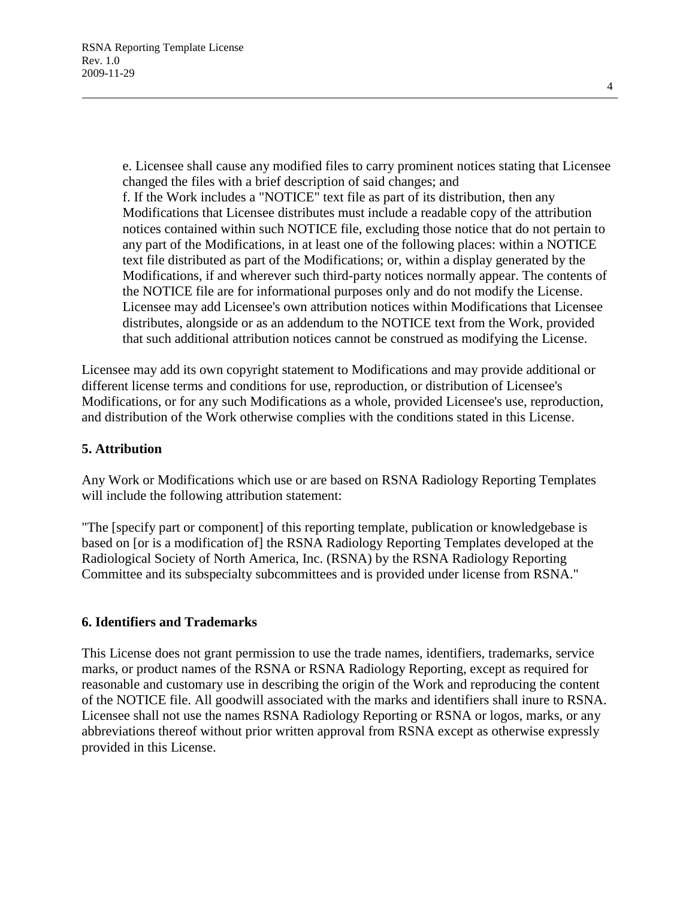e. Licensee shall cause any modified files to carry prominent notices stating that Licensee changed the files with a brief description of said changes; and

f. If the Work includes a "NOTICE" text file as part of its distribution, then any Modifications that Licensee distributes must include a readable copy of the attribution notices contained within such NOTICE file, excluding those notice that do not pertain to any part of the Modifications, in at least one of the following places: within a NOTICE text file distributed as part of the Modifications; or, within a display generated by the Modifications, if and wherever such third-party notices normally appear. The contents of the NOTICE file are for informational purposes only and do not modify the License. Licensee may add Licensee's own attribution notices within Modifications that Licensee distributes, alongside or as an addendum to the NOTICE text from the Work, provided that such additional attribution notices cannot be construed as modifying the License.

Licensee may add its own copyright statement to Modifications and may provide additional or different license terms and conditions for use, reproduction, or distribution of Licensee's Modifications, or for any such Modifications as a whole, provided Licensee's use, reproduction, and distribution of the Work otherwise complies with the conditions stated in this License.

## 5. Attribution

Any Work or Modifications which use or are based on RSNA Radiology Reporting Templates will include the following attribution statement:

"The [specify part or component] of this reporting template, publication or knowledgebase is based on [or is a modification of] the RSNA Radiology Reporting Templates developed at the Radiological Society of North America, Inc. (RSNA) by the RSNA Radiology Reporting Committee and its subspecialty subcommittees and is provided under license from RSNA."

## 6. Identifiers and Trademarks

This License does not grant permission to use the trade names, identifiers, trademarks, service marks, or product names of the RSNA or RSNA Radiology Reporting, except as required for reasonable and customary use in describing the origin of the Work and reproducing the content of the NOTICE file. All goodwill associated with the marks and identifiers shall inure to RSNA. Licensee shall not use the names RSNA Radiology Reporting or RSNA or logos, marks, or any abbreviations thereof without prior written approval from RSNA except as otherwise expressly provided in this License.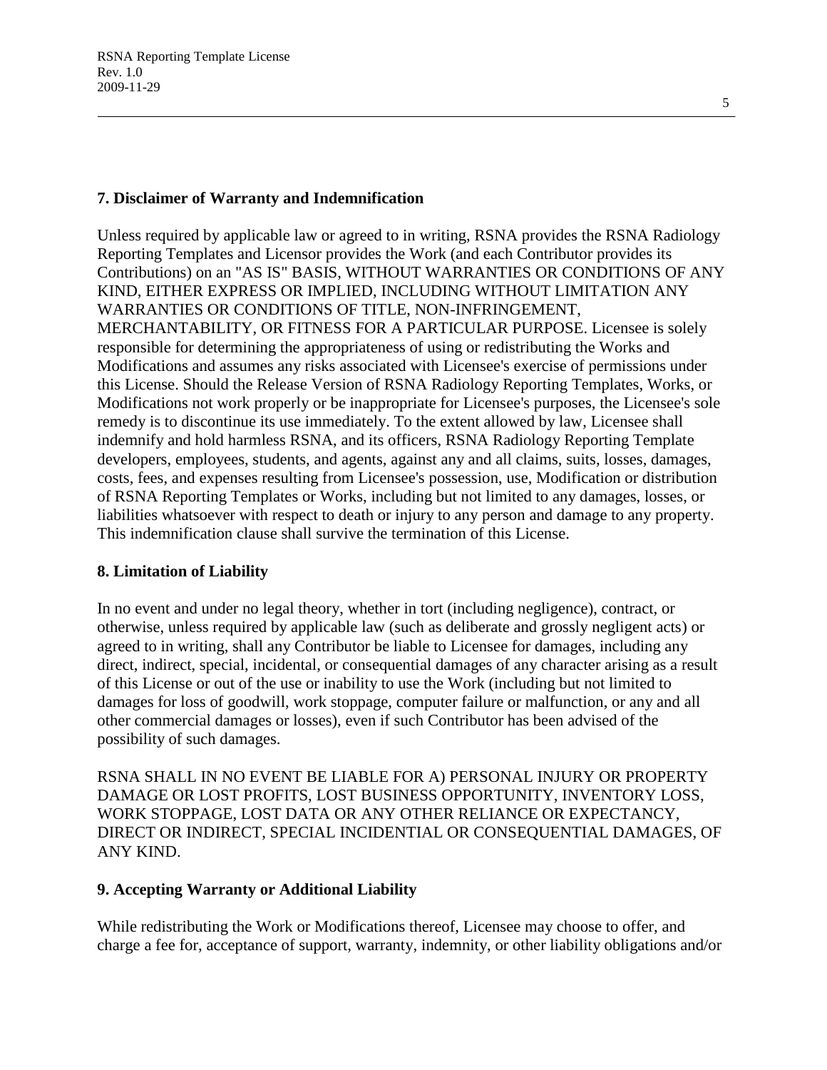## 7. Disclaimer of Warranty and Indemnification

Unless required by applicable law or agreed to in writing, RSNA provides the RSNA Radiology Reporting Templates and Licensor provides the Work (and each Contributor provides its Contributions) on an "AS IS" BASIS, WITHOUT WARRANTIES OR CONDITIONS OF ANY KIND, EITHER EXPRESS OR IMPLIED, INCLUDING WITHOUT LIMITATION ANY WARRANTIES OR CONDITIONS OF TITLE, NON-INFRINGEMENT, MERCHANTABILITY, OR FITNESS FOR A PARTICULAR PURPOSE. Licensee is solely responsible for determining the appropriateness of using or redistributing the Works and Modifications and assumes any risks associated with Licensee's exercise of permissions under this License. Should the Release Version of RSNA Radiology Reporting Templates, Works, or Modifications not work properly or be inappropriate for Licensee's purposes, the Licensee's sole remedy is to discontinue its use immediately. To the extent allowed by law, Licensee shall indemnify and hold harmless RSNA, and its officers, RSNA Radiology Reporting Template developers, employees, students, and agents, against any and all claims, suits, losses, damages, costs, fees, and expenses resulting from Licensee's possession, use, Modification or distribution of RSNA Reporting Templates or Works, including but not limited to any damages, losses, or liabilities whatsoever with respect to death or injury to any person and damage to any property. This indemnification clause shall survive the termination of this License.

## 8. Limitation of Liability

In no event and under no legal theory, whether in tort (including negligence), contract, or otherwise, unless required by applicable law (such as deliberate and grossly negligent acts) or agreed to in writing, shall any Contributor be liable to Licensee for damages, including any direct, indirect, special, incidental, or consequential damages of any character arising as a result of this License or out of the use or inability to use the Work (including but not limited to damages for loss of goodwill, work stoppage, computer failure or malfunction, or any and all other commercial damages or losses), even if such Contributor has been advised of the possibility of such damages.

RSNA SHALL IN NO EVENT BE LIABLE FOR A) PERSONAL INJURY OR PROPERTY DAMAGE OR LOST PROFITS, LOST BUSINESS OPPORTUNITY, INVENTORY LOSS, WORK STOPPAGE, LOST DATA OR ANY OTHER RELIANCE OR EXPECTANCY, DIRECT OR INDIRECT, SPECIAL INCIDENTIAL OR CONSEQUENTIAL DAMAGES, OF ANY KIND.

## 9. Accepting Warranty or Additional Liability

While redistributing the Work or Modifications thereof, Licensee may choose to offer, and charge a fee for, acceptance of support, warranty, indemnity, or other liability obligations and/or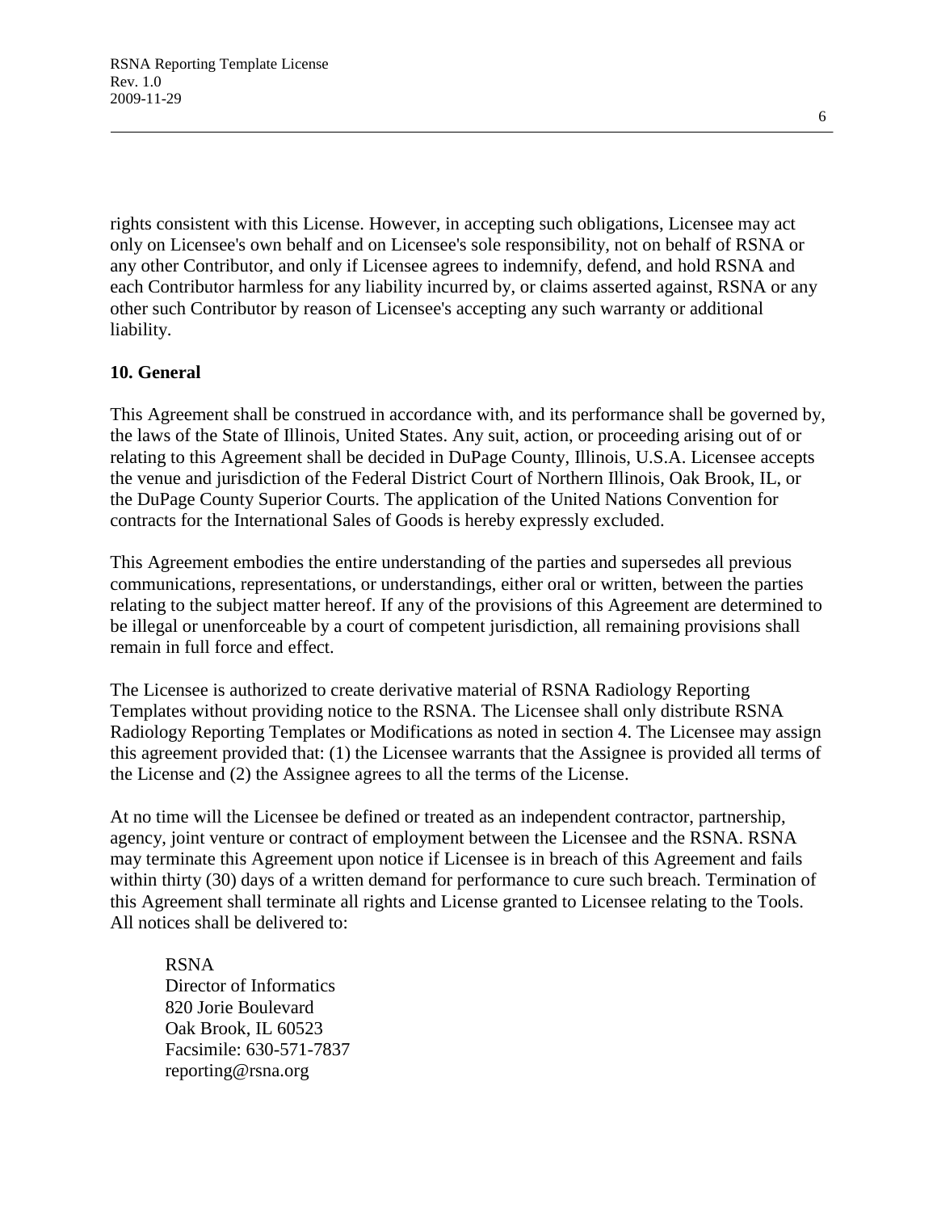rights consistent with this License. However, in accepting such obligations, Licensee may act only on Licensee's own behalf and on Licensee's sole responsibility, not on behalf of RSNA or any other Contributor, and only if Licensee agrees to indemnify, defend, and hold RSNA and each Contributor harmless for any liability incurred by, or claims asserted against, RSNA or any other such Contributor by reason of Licensee's accepting any such warranty or additional liability.

## 10. General

This Agreement shall be construed in accordance with, and its performance shall be governed by, the laws of the State of Illinois, United States. Any suit, action, or proceeding arising out of or relating to this Agreement shall be decided in DuPage County, Illinois, U.S.A. Licensee accepts the venue and jurisdiction of the Federal District Court of Northern Illinois, Oak Brook, IL, or the DuPage County Superior Courts. The application of the United Nations Convention for contracts for the International Sales of Goods is hereby expressly excluded.

This Agreement embodies the entire understanding of the parties and supersedes all previous communications, representations, or understandings, either oral or written, between the parties relating to the subject matter hereof. If any of the provisions of this Agreement are determined to be illegal or unenforceable by a court of competent jurisdiction, all remaining provisions shall remain in full force and effect.

The Licensee is authorized to create derivative material of RSNA Radiology Reporting Templates without providing notice to the RSNA. The Licensee shall only distribute RSNA Radiology Reporting Templates or Modifications as noted in section 4. The Licensee may assign this agreement provided that: (1) the Licensee warrants that the Assignee is provided all terms of the License and (2) the Assignee agrees to all the terms of the License.

At no time will the Licensee be defined or treated as an independent contractor, partnership, agency, joint venture or contract of employment between the Licensee and the RSNA. RSNA may terminate this Agreement upon notice if Licensee is in breach of this Agreement and fails within thirty (30) days of a written demand for performance to cure such breach. Termination of this Agreement shall terminate all rights and License granted to Licensee relating to the Tools. All notices shall be delivered to:

RSNA
Director of Informatics
820 Jorie Boulevard
Oak Brook, IL 60523
Facsimile: 630-571-7837
reporting@rsna.org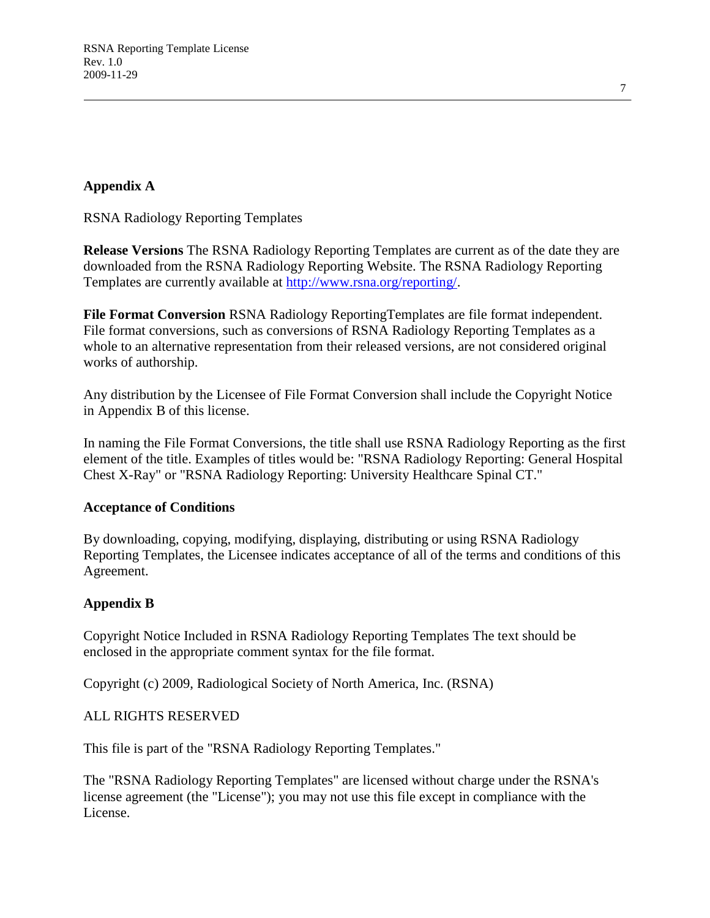## Appendix A

RSNA Radiology Reporting Templates

**Release Versions** The RSNA Radiology Reporting Templates are current as of the date they are downloaded from the RSNA Radiology Reporting Website. The RSNA Radiology Reporting Templates are currently available at [http://www.rsna.org/reporting/](http://www.rsna.org/reporting/).

**File Format Conversion** RSNA Radiology ReportingTemplates are file format independent. File format conversions, such as conversions of RSNA Radiology Reporting Templates as a whole to an alternative representation from their released versions, are not considered original works of authorship.

Any distribution by the Licensee of File Format Conversion shall include the Copyright Notice in Appendix B of this license.

In naming the File Format Conversions, the title shall use RSNA Radiology Reporting as the first element of the title. Examples of titles would be: "RSNA Radiology Reporting: General Hospital Chest X-Ray" or "RSNA Radiology Reporting: University Healthcare Spinal CT."

### Acceptance of Conditions

By downloading, copying, modifying, displaying, distributing or using RSNA Radiology Reporting Templates, the Licensee indicates acceptance of all of the terms and conditions of this Agreement.

## Appendix B

Copyright Notice Included in RSNA Radiology Reporting Templates The text should be enclosed in the appropriate comment syntax for the file format.

Copyright (c) 2009, Radiological Society of North America, Inc. (RSNA)

ALL RIGHTS RESERVED

This file is part of the "RSNA Radiology Reporting Templates."

The "RSNA Radiology Reporting Templates" are licensed without charge under the RSNA's license agreement (the "License"); you may not use this file except in compliance with the License.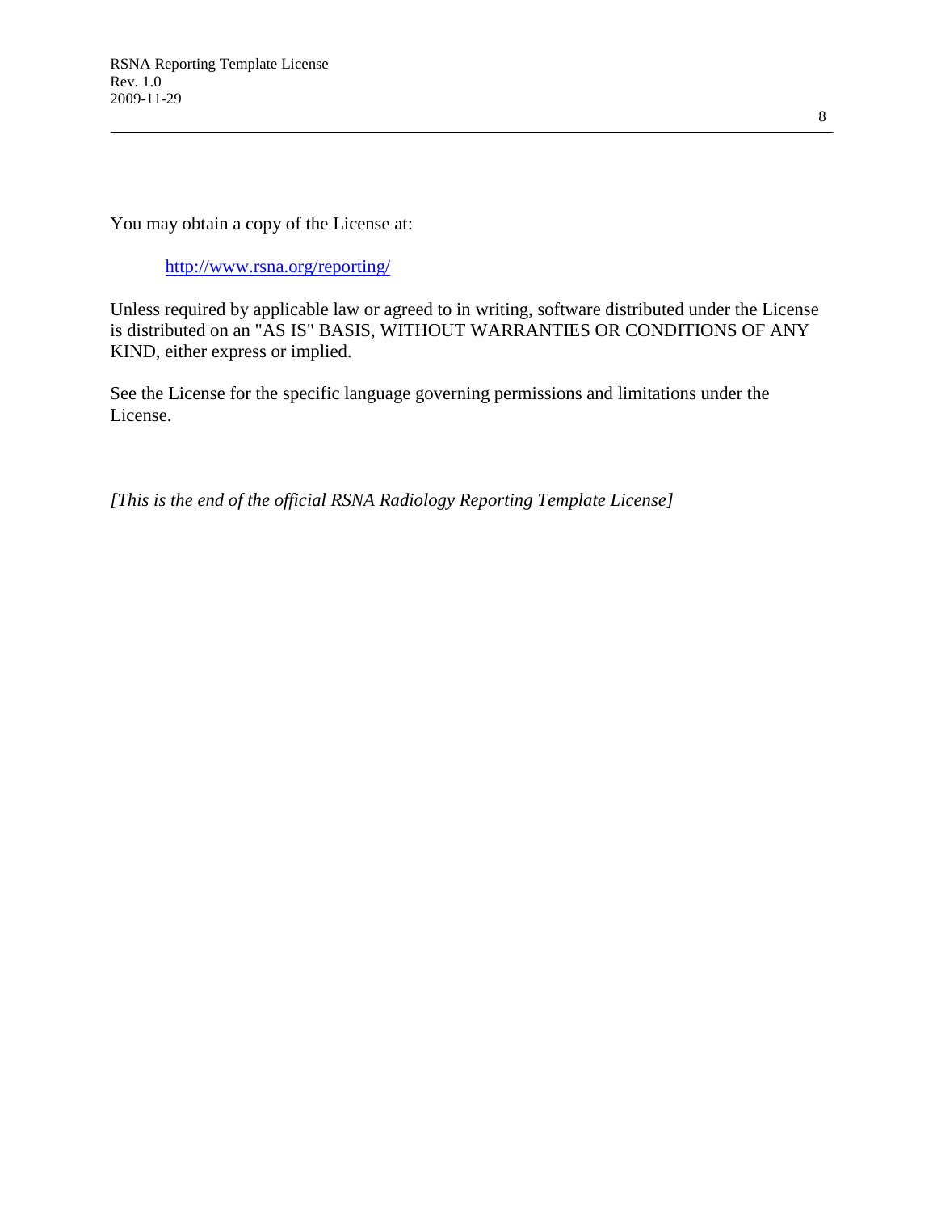You may obtain a copy of the License at:

[http://www.rsna.org/reporting/](http://www.rsna.org/reporting/)

Unless required by applicable law or agreed to in writing, software distributed under the License is distributed on an "AS IS" BASIS, WITHOUT WARRANTIES OR CONDITIONS OF ANY KIND, either express or implied.

See the License for the specific language governing permissions and limitations under the License.

*[This is the end of the official RSNA Radiology Reporting Template License]*